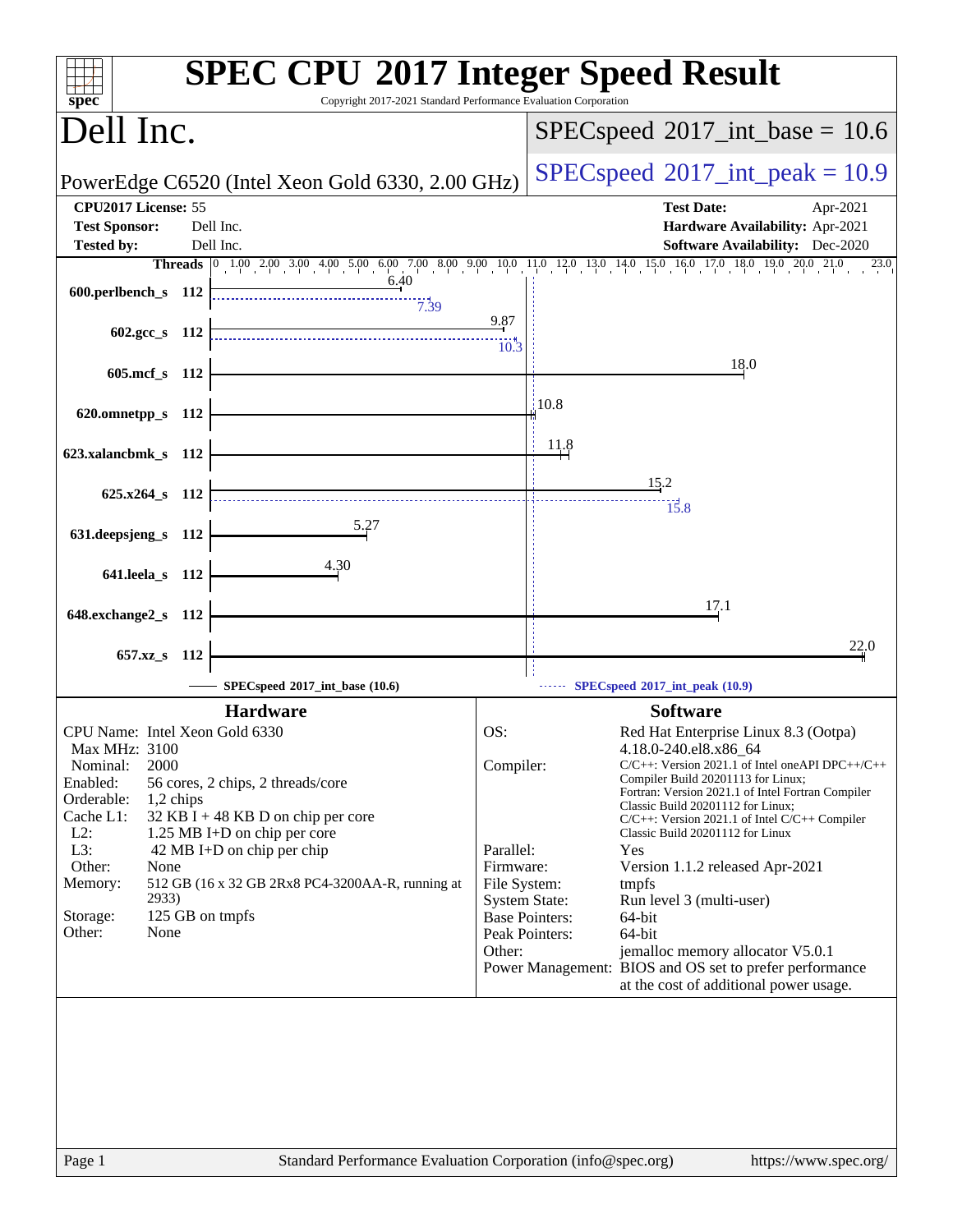# SPEC CPU 2017 Integer Speed Result

Copyright 2017-2021 Standard Performance Evaluation Corporation

## Dell Inc.

PowerEdge C6520 (Intel Xeon Gold 6330, 2.00 GHz)

SPECspeed 2017_int_base = 10.6

SPECspeed 2017_int_peak = 10.9

| | | | |
|---|---|---|---|
| **CPU2017 License:** | 55 | **Test Date:** | Apr-2021 |
| **Test Sponsor:** | Dell Inc. | **Hardware Availability:** | Apr-2021 |
| **Tested by:** | Dell Inc. | **Software Availability:** | Dec-2020 |

| Benchmark | Threads | Base | Peak |
|---|---|---|---|
| 600.perlbench_s | 112 | 6.40 | 7.39 |
| 602.gcc_s | 112 | 9.87 | 10.3 |
| 605.mcf_s | 112 | 18.0 | |
| 620.omnetpp_s | 112 | 10.8 | |
| 623.xalancbmk_s | 112 | 11.8 | |
| 625.x264_s | 112 | 15.2 | 15.8 |
| 631.deepsjeng_s | 112 | 5.27 | |
| 641.leela_s | 112 | 4.30 | |
| 648.exchange2_s | 112 | 17.1 | |
| 657.xz_s | 112 | 22.0 | |

SPECspeed 2017_int_base (10.6) — SPECspeed 2017_int_peak (10.9)

### Hardware

| | |
|---|---|
| CPU Name: | Intel Xeon Gold 6330 |
| Max MHz: | 3100 |
| Nominal: | 2000 |
| Enabled: | 56 cores, 2 chips, 2 threads/core |
| Orderable: | 1,2 chips |
| Cache L1: | 32 KB I + 48 KB D on chip per core |
| L2: | 1.25 MB I+D on chip per core |
| L3: | 42 MB I+D on chip per chip |
| Other: | None |
| Memory: | 512 GB (16 x 32 GB 2Rx8 PC4-3200AA-R, running at 2933) |
| Storage: | 125 GB on tmpfs |
| Other: | None |

### Software

| | |
|---|---|
| OS: | Red Hat Enterprise Linux 8.3 (Ootpa) 4.18.0-240.el8.x86_64 |
| Compiler: | C/C++: Version 2021.1 of Intel oneAPI DPC++/C++ Compiler Build 20201113 for Linux; Fortran: Version 2021.1 of Intel Fortran Compiler Classic Build 20201112 for Linux; C/C++: Version 2021.1 of Intel C/C++ Compiler Classic Build 20201112 for Linux |
| Parallel: | Yes |
| Firmware: | Version 1.1.2 released Apr-2021 |
| File System: | tmpfs |
| System State: | Run level 3 (multi-user) |
| Base Pointers: | 64-bit |
| Peak Pointers: | 64-bit |
| Other: | jemalloc memory allocator V5.0.1 |
| Power Management: | BIOS and OS set to prefer performance at the cost of additional power usage. |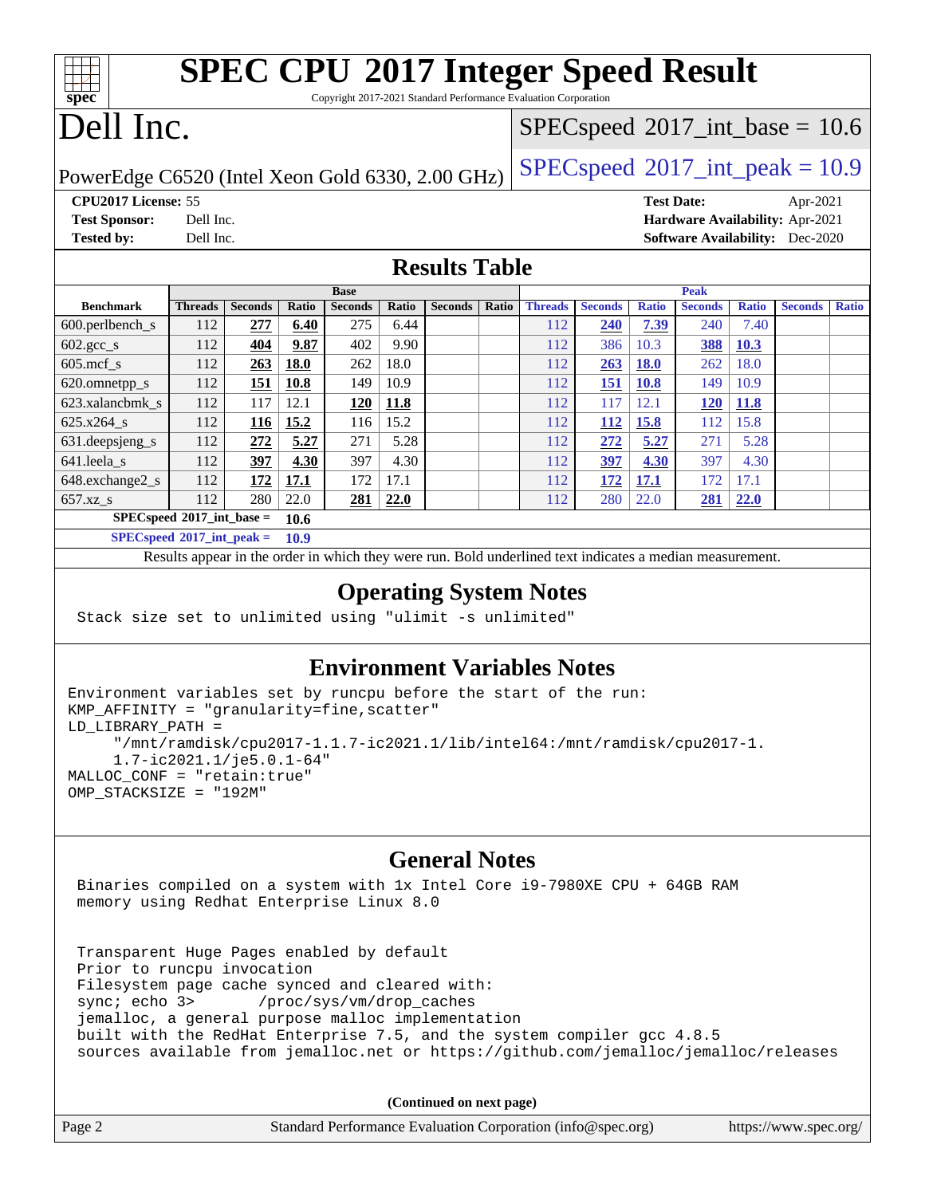# SPEC CPU 2017 Integer Speed Result

Copyright 2017-2021 Standard Performance Evaluation Corporation

# Dell Inc.

PowerEdge C6520 (Intel Xeon Gold 6330, 2.00 GHz)

SPECspeed 2017_int_base = 10.6

SPECspeed 2017_int_peak = 10.9

**CPU2017 License:** 55
**Test Sponsor:** Dell Inc.
**Tested by:** Dell Inc.

**Test Date:** Apr-2021
**Hardware Availability:** Apr-2021
**Software Availability:** Dec-2020

## Results Table

| Benchmark | Base | | | | | | | Peak | | | | | | |
|---|---|---|---|---|---|---|---|---|---|---|---|---|---|---|
| | Threads | Seconds | Ratio | Seconds | Ratio | Seconds | Ratio | Threads | Seconds | Ratio | Seconds | Ratio | Seconds | Ratio |
| 600.perlbench_s | 112 | **277** | **6.40** | 275 | 6.44 | | | 112 | **240** | **7.39** | 240 | 7.40 | | |
| 602.gcc_s | 112 | **404** | **9.87** | 402 | 9.90 | | | 112 | 386 | 10.3 | **388** | **10.3** | | |
| 605.mcf_s | 112 | **263** | **18.0** | 262 | 18.0 | | | 112 | **263** | **18.0** | 262 | 18.0 | | |
| 620.omnetpp_s | 112 | **151** | **10.8** | 149 | 10.9 | | | 112 | **151** | **10.8** | 149 | 10.9 | | |
| 623.xalancbmk_s | 112 | 117 | 12.1 | **120** | **11.8** | | | 112 | 117 | 12.1 | **120** | **11.8** | | |
| 625.x264_s | 112 | **116** | **15.2** | 116 | 15.2 | | | 112 | **112** | **15.8** | 112 | 15.8 | | |
| 631.deepsjeng_s | 112 | **272** | **5.27** | 271 | 5.28 | | | 112 | **272** | **5.27** | 271 | 5.28 | | |
| 641.leela_s | 112 | **397** | **4.30** | 397 | 4.30 | | | 112 | **397** | **4.30** | 397 | 4.30 | | |
| 648.exchange2_s | 112 | **172** | **17.1** | 172 | 17.1 | | | 112 | **172** | **17.1** | 172 | 17.1 | | |
| 657.xz_s | 112 | 280 | 22.0 | **281** | **22.0** | | | 112 | 280 | 22.0 | **281** | **22.0** | | |

**SPECspeed 2017_int_base = 10.6**

**SPECspeed 2017_int_peak = 10.9**

Results appear in the order in which they were run. Bold underlined text indicates a median measurement.

## Operating System Notes

```
Stack size set to unlimited using "ulimit -s unlimited"
```

## Environment Variables Notes

```
Environment variables set by runcpu before the start of the run:
KMP_AFFINITY = "granularity=fine,scatter"
LD_LIBRARY_PATH =
     "/mnt/ramdisk/cpu2017-1.1.7-ic2021.1/lib/intel64:/mnt/ramdisk/cpu2017-1.
     1.7-ic2021.1/je5.0.1-64"
MALLOC_CONF = "retain:true"
OMP_STACKSIZE = "192M"
```

## General Notes

```
Binaries compiled on a system with 1x Intel Core i9-7980XE CPU + 64GB RAM
memory using Redhat Enterprise Linux 8.0

Transparent Huge Pages enabled by default
Prior to runcpu invocation
Filesystem page cache synced and cleared with:
sync; echo 3>       /proc/sys/vm/drop_caches
jemalloc, a general purpose malloc implementation
built with the RedHat Enterprise 7.5, and the system compiler gcc 4.8.5
sources available from jemalloc.net or https://github.com/jemalloc/jemalloc/releases
```

(Continued on next page)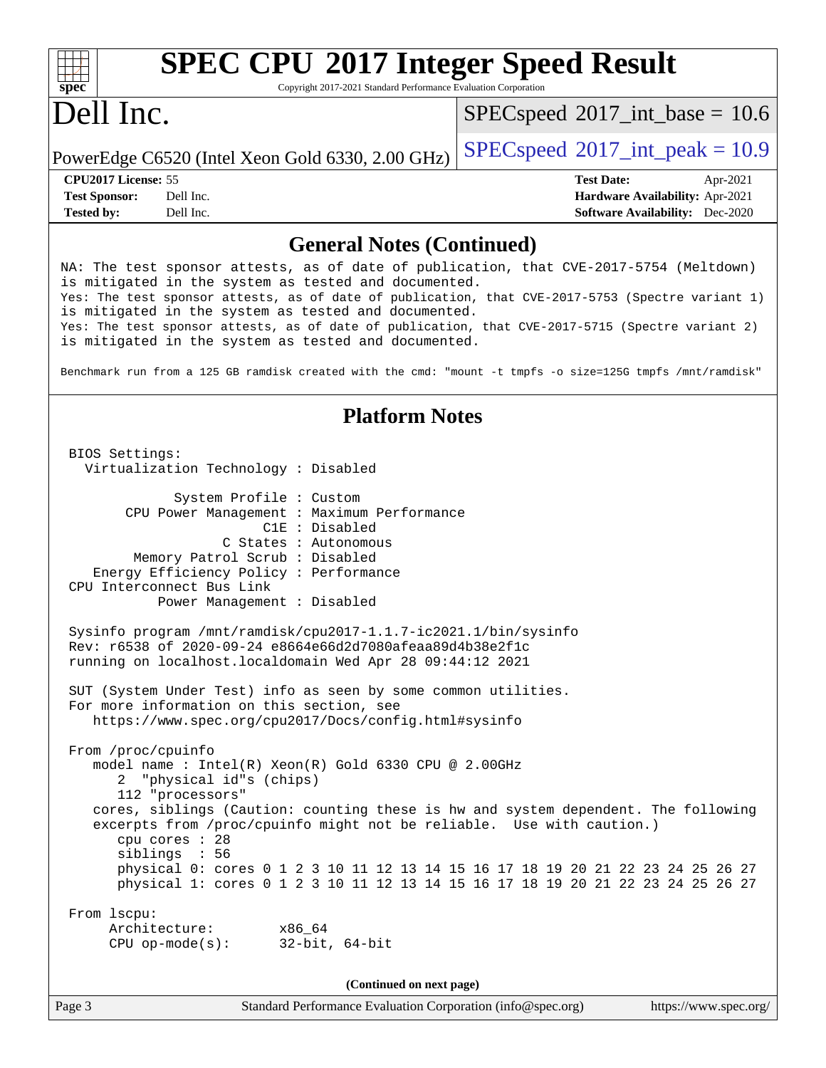# SPEC CPU 2017 Integer Speed Result

Copyright 2017-2021 Standard Performance Evaluation Corporation

## Dell Inc.

PowerEdge C6520 (Intel Xeon Gold 6330, 2.00 GHz)

SPECspeed 2017_int_base = 10.6

SPECspeed 2017_int_peak = 10.9

**CPU2017 License:** 55
**Test Sponsor:** Dell Inc.
**Tested by:** Dell Inc.

**Test Date:** Apr-2021
**Hardware Availability:** Apr-2021
**Software Availability:** Dec-2020

## General Notes (Continued)

```
NA: The test sponsor attests, as of date of publication, that CVE-2017-5754 (Meltdown)
is mitigated in the system as tested and documented.
Yes: The test sponsor attests, as of date of publication, that CVE-2017-5753 (Spectre variant 1)
is mitigated in the system as tested and documented.
Yes: The test sponsor attests, as of date of publication, that CVE-2017-5715 (Spectre variant 2)
is mitigated in the system as tested and documented.

Benchmark run from a 125 GB ramdisk created with the cmd: "mount -t tmpfs -o size=125G tmpfs /mnt/ramdisk"
```

## Platform Notes

```
BIOS Settings:
  Virtualization Technology : Disabled

            System Profile : Custom
      CPU Power Management : Maximum Performance
                       C1E : Disabled
                  C States : Autonomous
       Memory Patrol Scrub : Disabled
   Energy Efficiency Policy : Performance
CPU Interconnect Bus Link
          Power Management : Disabled

Sysinfo program /mnt/ramdisk/cpu2017-1.1.7-ic2021.1/bin/sysinfo
Rev: r6538 of 2020-09-24 e8664e66d2d7080afeaa89d4b38e2f1c
running on localhost.localdomain Wed Apr 28 09:44:12 2021

SUT (System Under Test) info as seen by some common utilities.
For more information on this section, see
   https://www.spec.org/cpu2017/Docs/config.html#sysinfo

From /proc/cpuinfo
   model name : Intel(R) Xeon(R) Gold 6330 CPU @ 2.00GHz
      2  "physical id"s (chips)
      112 "processors"
   cores, siblings (Caution: counting these is hw and system dependent. The following
   excerpts from /proc/cpuinfo might not be reliable.  Use with caution.)
      cpu cores : 28
      siblings  : 56
      physical 0: cores 0 1 2 3 10 11 12 13 14 15 16 17 18 19 20 21 22 23 24 25 26 27
      physical 1: cores 0 1 2 3 10 11 12 13 14 15 16 17 18 19 20 21 22 23 24 25 26 27

From lscpu:
     Architecture:        x86_64
     CPU op-mode(s):      32-bit, 64-bit
```

(Continued on next page)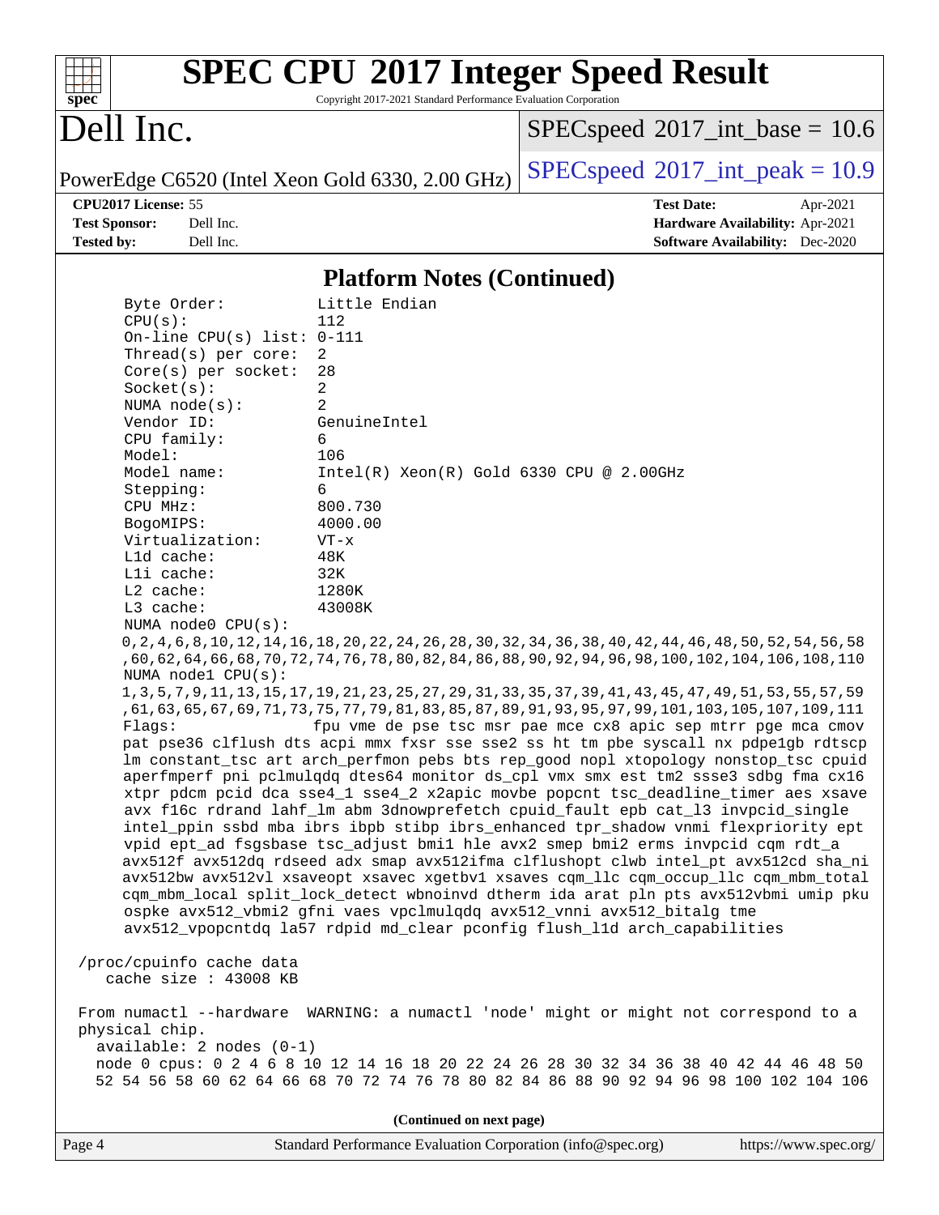## Platform Notes (Continued)

```
Byte Order:          Little Endian
CPU(s):              112
On-line CPU(s) list: 0-111
Thread(s) per core:  2
Core(s) per socket:  28
Socket(s):           2
NUMA node(s):        2
Vendor ID:           GenuineIntel
CPU family:          6
Model:               106
Model name:          Intel(R) Xeon(R) Gold 6330 CPU @ 2.00GHz
Stepping:            6
CPU MHz:             800.730
BogoMIPS:            4000.00
Virtualization:      VT-x
L1d cache:           48K
L1i cache:           32K
L2 cache:            1280K
L3 cache:            43008K
NUMA node0 CPU(s):
 0,2,4,6,8,10,12,14,16,18,20,22,24,26,28,30,32,34,36,38,40,42,44,46,48,50,52,54,56,58
 ,60,62,64,66,68,70,72,74,76,78,80,82,84,86,88,90,92,94,96,98,100,102,104,106,108,110
NUMA node1 CPU(s):
 1,3,5,7,9,11,13,15,17,19,21,23,25,27,29,31,33,35,37,39,41,43,45,47,49,51,53,55,57,59
 ,61,63,65,67,69,71,73,75,77,79,81,83,85,87,89,91,93,95,97,99,101,103,105,107,109,111
Flags:               fpu vme de pse tsc msr pae mce cx8 apic sep mtrr pge mca cmov
 pat pse36 clflush dts acpi mmx fxsr sse sse2 ss ht tm pbe syscall nx pdpe1gb rdtscp
 lm constant_tsc art arch_perfmon pebs bts rep_good nopl xtopology nonstop_tsc cpuid
 aperfmperf pni pclmulqdq dtes64 monitor ds_cpl vmx smx est tm2 ssse3 sdbg fma cx16
 xtpr pdcm pcid dca sse4_1 sse4_2 x2apic movbe popcnt tsc_deadline_timer aes xsave
 avx f16c rdrand lahf_lm abm 3dnowprefetch cpuid_fault epb cat_l3 invpcid_single
 intel_ppin ssbd mba ibrs ibpb stibp ibrs_enhanced tpr_shadow vnmi flexpriority ept
 vpid ept_ad fsgsbase tsc_adjust bmi1 hle avx2 smep bmi2 erms invpcid cqm rdt_a
 avx512f avx512dq rdseed adx smap avx512ifma clflushopt clwb intel_pt avx512cd sha_ni
 avx512bw avx512vl xsaveopt xsavec xgetbv1 xsaves cqm_llc cqm_occup_llc cqm_mbm_total
 cqm_mbm_local split_lock_detect wbnoinvd dtherm ida arat pln pts avx512vbmi umip pku
 ospke avx512_vbmi2 gfni vaes vpclmulqdq avx512_vnni avx512_bitalg tme
 avx512_vpopcntdq la57 rdpid md_clear pconfig flush_l1d arch_capabilities

/proc/cpuinfo cache data
   cache size : 43008 KB

From numactl --hardware  WARNING: a numactl 'node' might or might not correspond to a
physical chip.
  available: 2 nodes (0-1)
  node 0 cpus: 0 2 4 6 8 10 12 14 16 18 20 22 24 26 28 30 32 34 36 38 40 42 44 46 48 50
  52 54 56 58 60 62 64 66 68 70 72 74 76 78 80 82 84 86 88 90 92 94 96 98 100 102 104 106
```

(Continued on next page)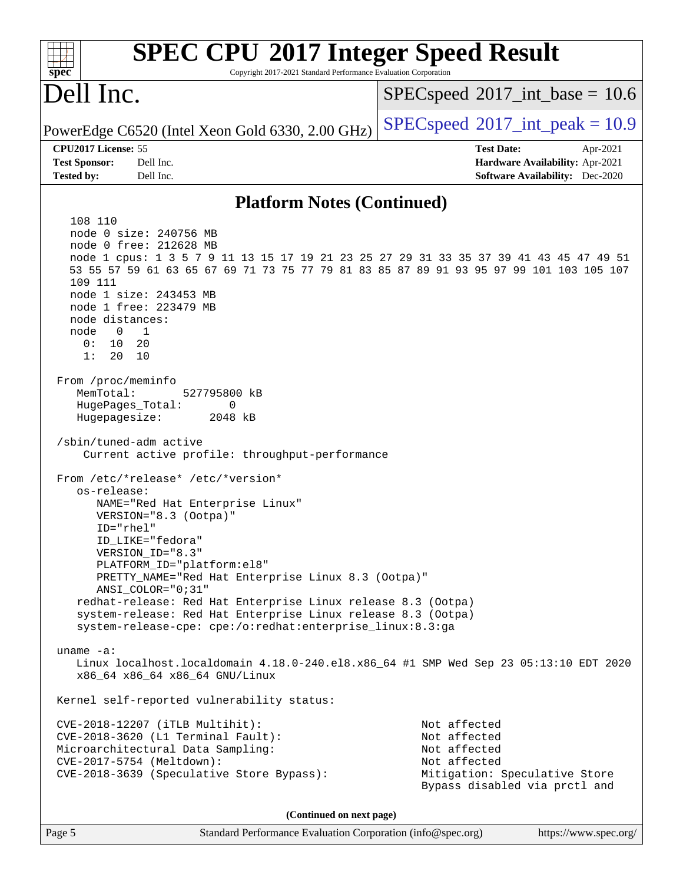## Platform Notes (Continued)

```
   108 110
   node 0 size: 240756 MB
   node 0 free: 212628 MB
   node 1 cpus: 1 3 5 7 9 11 13 15 17 19 21 23 25 27 29 31 33 35 37 39 41 43 45 47 49 51
   53 55 57 59 61 63 65 67 69 71 73 75 77 79 81 83 85 87 89 91 93 95 97 99 101 103 105 107
   109 111
   node 1 size: 243453 MB
   node 1 free: 223479 MB
   node distances:
   node   0   1
     0:  10  20
     1:  20  10

 From /proc/meminfo
    MemTotal:       527795800 kB
    HugePages_Total:       0
    Hugepagesize:       2048 kB

 /sbin/tuned-adm active
     Current active profile: throughput-performance

 From /etc/*release* /etc/*version*
    os-release:
       NAME="Red Hat Enterprise Linux"
       VERSION="8.3 (Ootpa)"
       ID="rhel"
       ID_LIKE="fedora"
       VERSION_ID="8.3"
       PLATFORM_ID="platform:el8"
       PRETTY_NAME="Red Hat Enterprise Linux 8.3 (Ootpa)"
       ANSI_COLOR="0;31"
    redhat-release: Red Hat Enterprise Linux release 8.3 (Ootpa)
    system-release: Red Hat Enterprise Linux release 8.3 (Ootpa)
    system-release-cpe: cpe:/o:redhat:enterprise_linux:8.3:ga

 uname -a:
    Linux localhost.localdomain 4.18.0-240.el8.x86_64 #1 SMP Wed Sep 23 05:13:10 EDT 2020
    x86_64 x86_64 x86_64 GNU/Linux

 Kernel self-reported vulnerability status:

 CVE-2018-12207 (iTLB Multihit):                          Not affected
 CVE-2018-3620 (L1 Terminal Fault):                       Not affected
 Microarchitectural Data Sampling:                        Not affected
 CVE-2017-5754 (Meltdown):                                Not affected
 CVE-2018-3639 (Speculative Store Bypass):                Mitigation: Speculative Store
                                                          Bypass disabled via prctl and
```

(Continued on next page)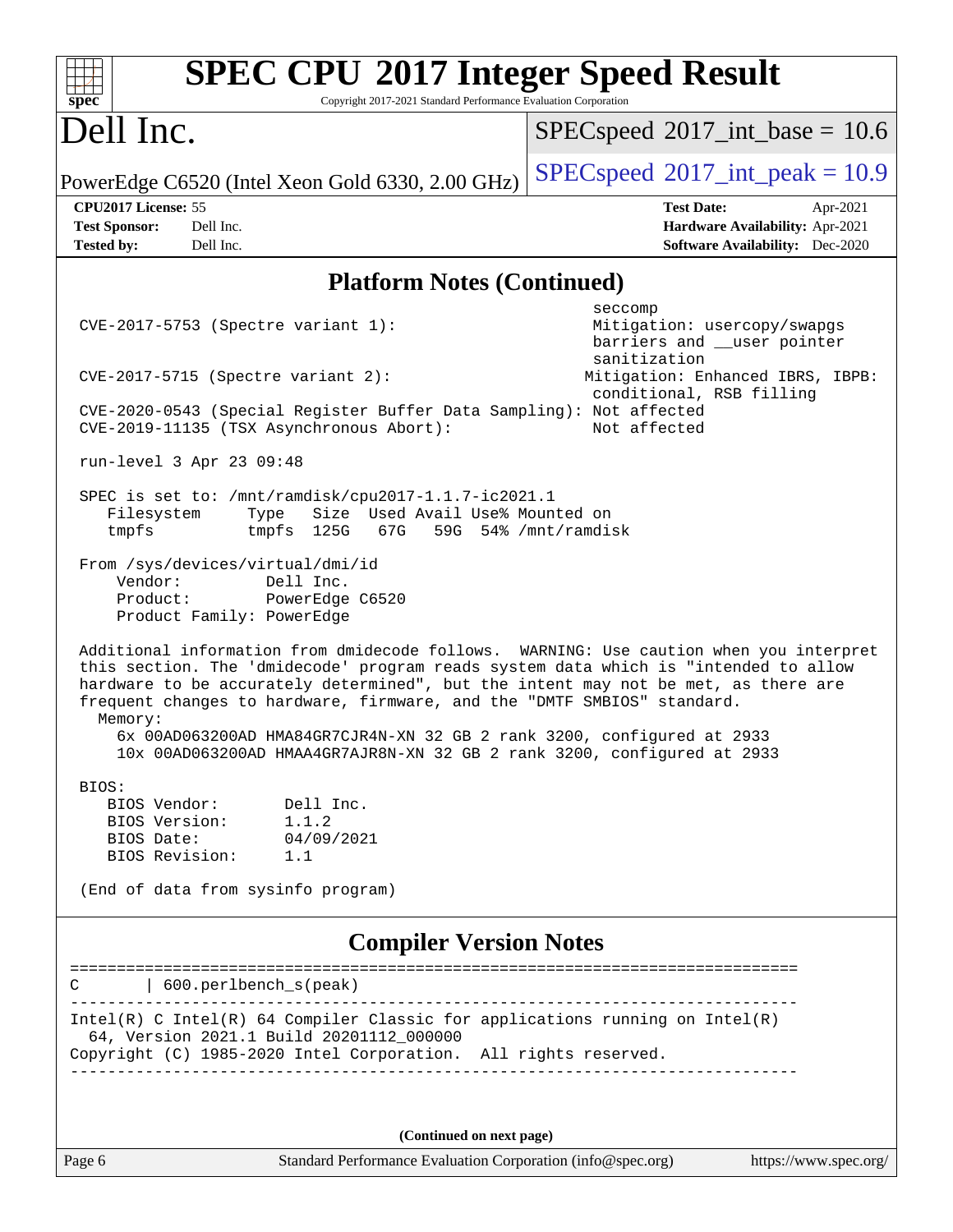# SPEC CPU 2017 Integer Speed Result

Copyright 2017-2021 Standard Performance Evaluation Corporation

# Dell Inc.

PowerEdge C6520 (Intel Xeon Gold 6330, 2.00 GHz)

SPECspeed 2017_int_base = 10.6

SPECspeed 2017_int_peak = 10.9

**CPU2017 License:** 55
**Test Sponsor:** Dell Inc.
**Tested by:** Dell Inc.

**Test Date:** Apr-2021
**Hardware Availability:** Apr-2021
**Software Availability:** Dec-2020

## Platform Notes (Continued)

```
                                                         seccomp
 CVE-2017-5753 (Spectre variant 1):                      Mitigation: usercopy/swapgs
                                                         barriers and __user pointer
                                                         sanitization
 CVE-2017-5715 (Spectre variant 2):                     Mitigation: Enhanced IBRS, IBPB:
                                                         conditional, RSB filling
 CVE-2020-0543 (Special Register Buffer Data Sampling): Not affected
 CVE-2019-11135 (TSX Asynchronous Abort):                Not affected

 run-level 3 Apr 23 09:48

 SPEC is set to: /mnt/ramdisk/cpu2017-1.1.7-ic2021.1
    Filesystem     Type   Size  Used Avail Use% Mounted on
    tmpfs          tmpfs  125G   67G   59G  54% /mnt/ramdisk

 From /sys/devices/virtual/dmi/id
     Vendor:         Dell Inc.
     Product:        PowerEdge C6520
     Product Family: PowerEdge

 Additional information from dmidecode follows.  WARNING: Use caution when you interpret
 this section. The 'dmidecode' program reads system data which is "intended to allow
 hardware to be accurately determined", but the intent may not be met, as there are
 frequent changes to hardware, firmware, and the "DMTF SMBIOS" standard.
   Memory:
     6x 00AD063200AD HMA84GR7CJR4N-XN 32 GB 2 rank 3200, configured at 2933
     10x 00AD063200AD HMAA4GR7AJR8N-XN 32 GB 2 rank 3200, configured at 2933

 BIOS:
    BIOS Vendor:       Dell Inc.
    BIOS Version:      1.1.2
    BIOS Date:         04/09/2021
    BIOS Revision:     1.1

 (End of data from sysinfo program)
```

## Compiler Version Notes

```
==============================================================================
C       | 600.perlbench_s(peak)
------------------------------------------------------------------------------
Intel(R) C Intel(R) 64 Compiler Classic for applications running on Intel(R)
  64, Version 2021.1 Build 20201112_000000
Copyright (C) 1985-2020 Intel Corporation.  All rights reserved.
------------------------------------------------------------------------------
```

(Continued on next page)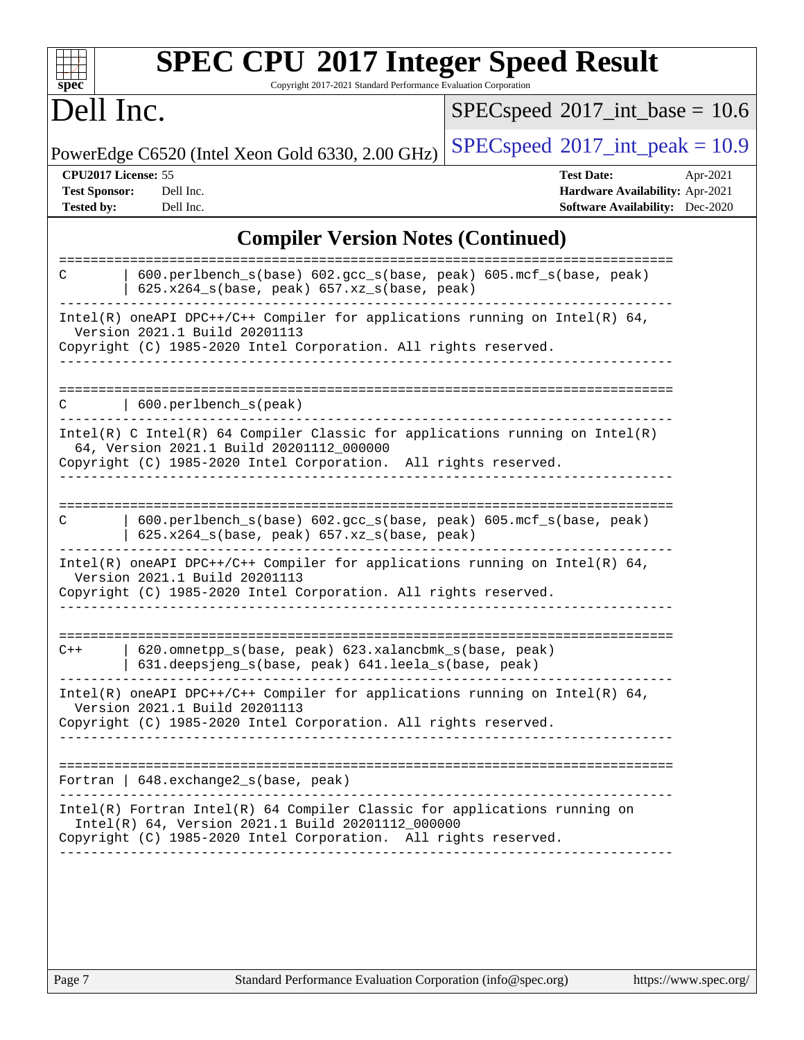# SPEC CPU 2017 Integer Speed Result

Copyright 2017-2021 Standard Performance Evaluation Corporation

# Dell Inc.

PowerEdge C6520 (Intel Xeon Gold 6330, 2.00 GHz)

SPECspeed 2017_int_base = 10.6

SPECspeed 2017_int_peak = 10.9

**CPU2017 License:** 55
**Test Sponsor:** Dell Inc.
**Tested by:** Dell Inc.

**Test Date:** Apr-2021
**Hardware Availability:** Apr-2021
**Software Availability:** Dec-2020

## Compiler Version Notes (Continued)

```
==============================================================================
C       | 600.perlbench_s(base) 602.gcc_s(base, peak) 605.mcf_s(base, peak)
        | 625.x264_s(base, peak) 657.xz_s(base, peak)
------------------------------------------------------------------------------
Intel(R) oneAPI DPC++/C++ Compiler for applications running on Intel(R) 64,
  Version 2021.1 Build 20201113
Copyright (C) 1985-2020 Intel Corporation. All rights reserved.
------------------------------------------------------------------------------

==============================================================================
C       | 600.perlbench_s(peak)
------------------------------------------------------------------------------
Intel(R) C Intel(R) 64 Compiler Classic for applications running on Intel(R)
  64, Version 2021.1 Build 20201112_000000
Copyright (C) 1985-2020 Intel Corporation.  All rights reserved.
------------------------------------------------------------------------------

==============================================================================
C       | 600.perlbench_s(base) 602.gcc_s(base, peak) 605.mcf_s(base, peak)
        | 625.x264_s(base, peak) 657.xz_s(base, peak)
------------------------------------------------------------------------------
Intel(R) oneAPI DPC++/C++ Compiler for applications running on Intel(R) 64,
  Version 2021.1 Build 20201113
Copyright (C) 1985-2020 Intel Corporation. All rights reserved.
------------------------------------------------------------------------------

==============================================================================
C++     | 620.omnetpp_s(base, peak) 623.xalancbmk_s(base, peak)
        | 631.deepsjeng_s(base, peak) 641.leela_s(base, peak)
------------------------------------------------------------------------------
Intel(R) oneAPI DPC++/C++ Compiler for applications running on Intel(R) 64,
  Version 2021.1 Build 20201113
Copyright (C) 1985-2020 Intel Corporation. All rights reserved.
------------------------------------------------------------------------------

==============================================================================
Fortran | 648.exchange2_s(base, peak)
------------------------------------------------------------------------------
Intel(R) Fortran Intel(R) 64 Compiler Classic for applications running on
  Intel(R) 64, Version 2021.1 Build 20201112_000000
Copyright (C) 1985-2020 Intel Corporation.  All rights reserved.
------------------------------------------------------------------------------
```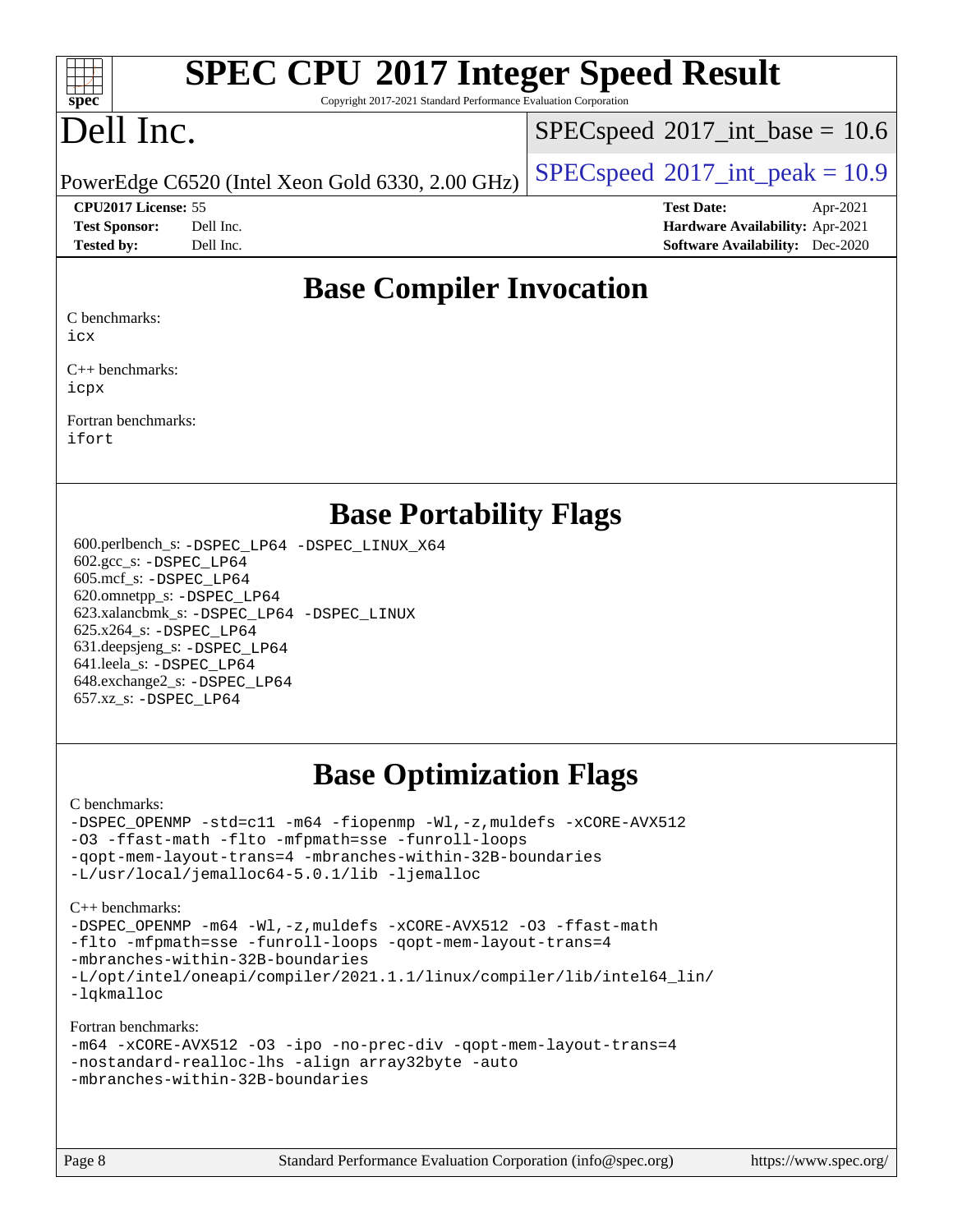# SPEC CPU 2017 Integer Speed Result

Copyright 2017-2021 Standard Performance Evaluation Corporation

# Dell Inc.

PowerEdge C6520 (Intel Xeon Gold 6330, 2.00 GHz)

SPECspeed 2017_int_base = 10.6

SPECspeed 2017_int_peak = 10.9

**CPU2017 License:** 55
**Test Sponsor:** Dell Inc.
**Tested by:** Dell Inc.

**Test Date:** Apr-2021
**Hardware Availability:** Apr-2021
**Software Availability:** Dec-2020

## Base Compiler Invocation

C benchmarks:
icx

C++ benchmarks:
icpx

Fortran benchmarks:
ifort

## Base Portability Flags

600.perlbench_s: -DSPEC_LP64 -DSPEC_LINUX_X64
602.gcc_s: -DSPEC_LP64
605.mcf_s: -DSPEC_LP64
620.omnetpp_s: -DSPEC_LP64
623.xalancbmk_s: -DSPEC_LP64 -DSPEC_LINUX
625.x264_s: -DSPEC_LP64
631.deepsjeng_s: -DSPEC_LP64
641.leela_s: -DSPEC_LP64
648.exchange2_s: -DSPEC_LP64
657.xz_s: -DSPEC_LP64

## Base Optimization Flags

C benchmarks:
-DSPEC_OPENMP -std=c11 -m64 -fiopenmp -Wl,-z,muldefs -xCORE-AVX512
-O3 -ffast-math -flto -mfpmath=sse -funroll-loops
-qopt-mem-layout-trans=4 -mbranches-within-32B-boundaries
-L/usr/local/jemalloc64-5.0.1/lib -ljemalloc

C++ benchmarks:
-DSPEC_OPENMP -m64 -Wl,-z,muldefs -xCORE-AVX512 -O3 -ffast-math
-flto -mfpmath=sse -funroll-loops -qopt-mem-layout-trans=4
-mbranches-within-32B-boundaries
-L/opt/intel/oneapi/compiler/2021.1.1/linux/compiler/lib/intel64_lin/
-lqkmalloc

Fortran benchmarks:
-m64 -xCORE-AVX512 -O3 -ipo -no-prec-div -qopt-mem-layout-trans=4
-nostandard-realloc-lhs -align array32byte -auto
-mbranches-within-32B-boundaries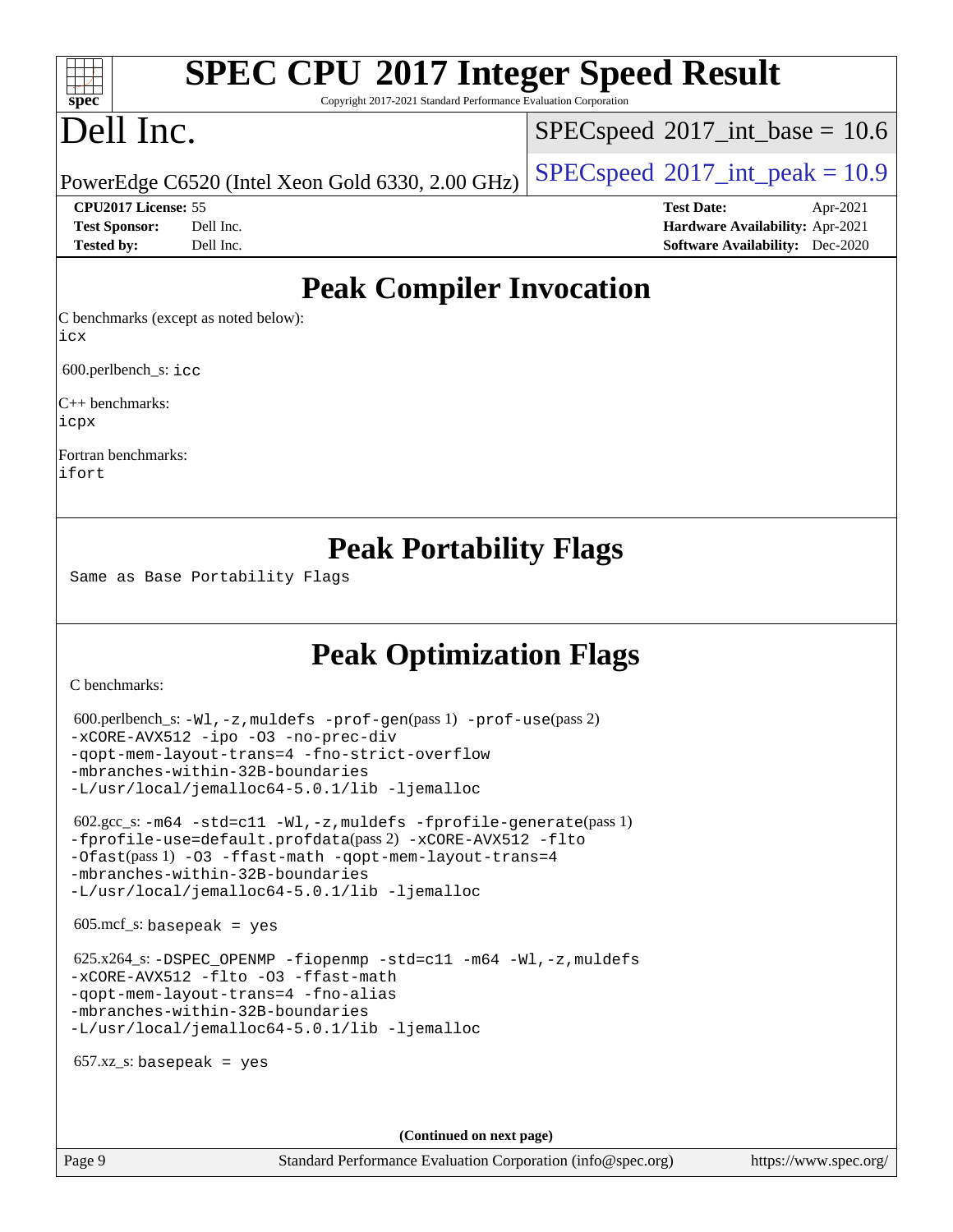# SPEC CPU 2017 Integer Speed Result

Copyright 2017-2021 Standard Performance Evaluation Corporation

# Dell Inc.

PowerEdge C6520 (Intel Xeon Gold 6330, 2.00 GHz)

SPECspeed 2017_int_base = 10.6

SPECspeed 2017_int_peak = 10.9

**CPU2017 License:** 55
**Test Sponsor:** Dell Inc.
**Tested by:** Dell Inc.

**Test Date:** Apr-2021
**Hardware Availability:** Apr-2021
**Software Availability:** Dec-2020

## Peak Compiler Invocation

C benchmarks (except as noted below):
icx

600.perlbench_s: icc

C++ benchmarks:
icpx

Fortran benchmarks:
ifort

## Peak Portability Flags

Same as Base Portability Flags

## Peak Optimization Flags

C benchmarks:

600.perlbench_s: -Wl,-z,muldefs -prof-gen(pass 1) -prof-use(pass 2)
-xCORE-AVX512 -ipo -O3 -no-prec-div
-qopt-mem-layout-trans=4 -fno-strict-overflow
-mbranches-within-32B-boundaries
-L/usr/local/jemalloc64-5.0.1/lib -ljemalloc

602.gcc_s: -m64 -std=c11 -Wl,-z,muldefs -fprofile-generate(pass 1)
-fprofile-use=default.profdata(pass 2) -xCORE-AVX512 -flto
-Ofast(pass 1) -O3 -ffast-math -qopt-mem-layout-trans=4
-mbranches-within-32B-boundaries
-L/usr/local/jemalloc64-5.0.1/lib -ljemalloc

605.mcf_s: basepeak = yes

625.x264_s: -DSPEC_OPENMP -fiopenmp -std=c11 -m64 -Wl,-z,muldefs
-xCORE-AVX512 -flto -O3 -ffast-math
-qopt-mem-layout-trans=4 -fno-alias
-mbranches-within-32B-boundaries
-L/usr/local/jemalloc64-5.0.1/lib -ljemalloc

657.xz_s: basepeak = yes

(Continued on next page)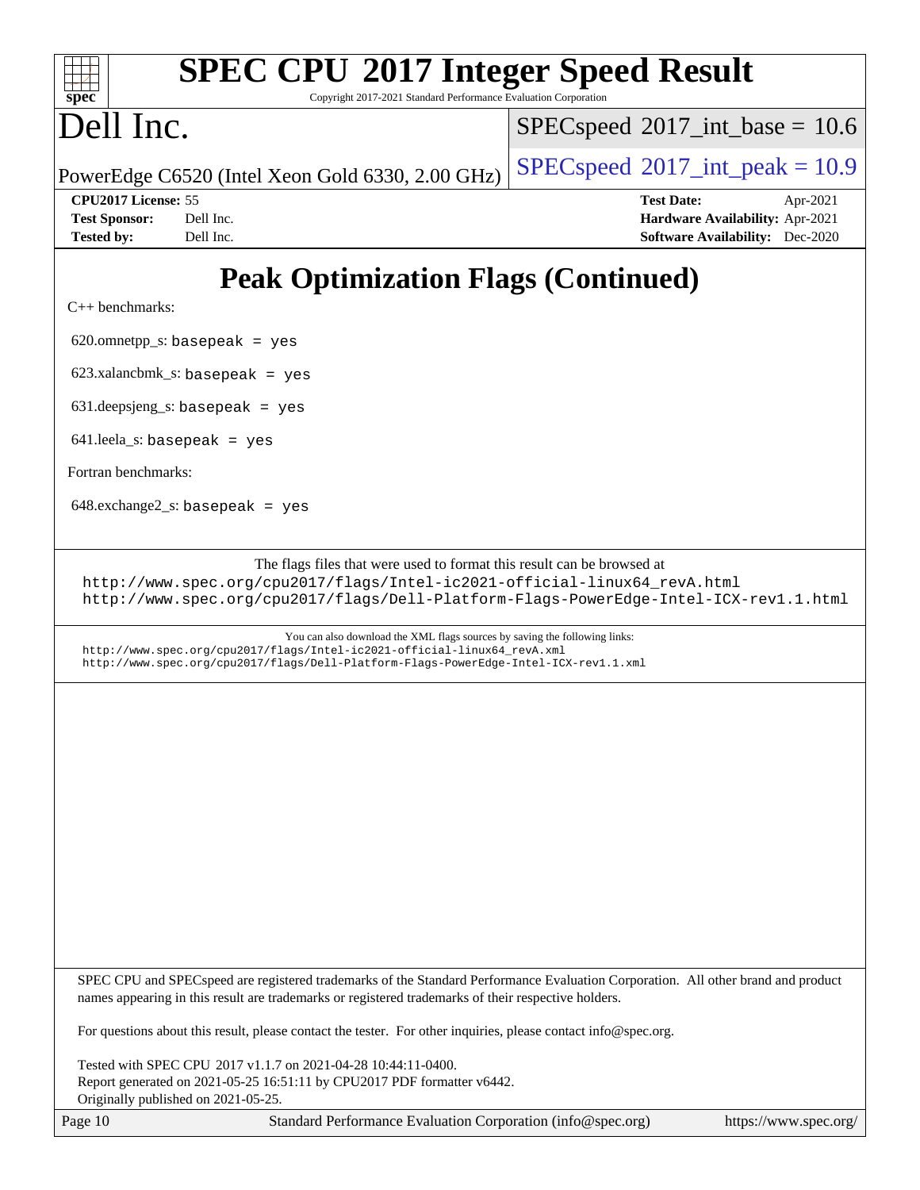# SPEC CPU 2017 Integer Speed Result

Copyright 2017-2021 Standard Performance Evaluation Corporation

# Dell Inc.

PowerEdge C6520 (Intel Xeon Gold 6330, 2.00 GHz)

SPECspeed 2017_int_base = 10.6

SPECspeed 2017_int_peak = 10.9

**CPU2017 License:** 55
**Test Sponsor:** Dell Inc.
**Tested by:** Dell Inc.

**Test Date:** Apr-2021
**Hardware Availability:** Apr-2021
**Software Availability:** Dec-2020

## Peak Optimization Flags (Continued)

C++ benchmarks:

620.omnetpp_s: basepeak = yes

623.xalancbmk_s: basepeak = yes

631.deepsjeng_s: basepeak = yes

641.leela_s: basepeak = yes

Fortran benchmarks:

648.exchange2_s: basepeak = yes

The flags files that were used to format this result can be browsed at
http://www.spec.org/cpu2017/flags/Intel-ic2021-official-linux64_revA.html
http://www.spec.org/cpu2017/flags/Dell-Platform-Flags-PowerEdge-Intel-ICX-rev1.1.html

You can also download the XML flags sources by saving the following links:
http://www.spec.org/cpu2017/flags/Intel-ic2021-official-linux64_revA.xml
http://www.spec.org/cpu2017/flags/Dell-Platform-Flags-PowerEdge-Intel-ICX-rev1.1.xml

SPEC CPU and SPECspeed are registered trademarks of the Standard Performance Evaluation Corporation. All other brand and product names appearing in this result are trademarks or registered trademarks of their respective holders.

For questions about this result, please contact the tester. For other inquiries, please contact info@spec.org.

Tested with SPEC CPU 2017 v1.1.7 on 2021-04-28 10:44:11-0400.
Report generated on 2021-05-25 16:51:11 by CPU2017 PDF formatter v6442.
Originally published on 2021-05-25.